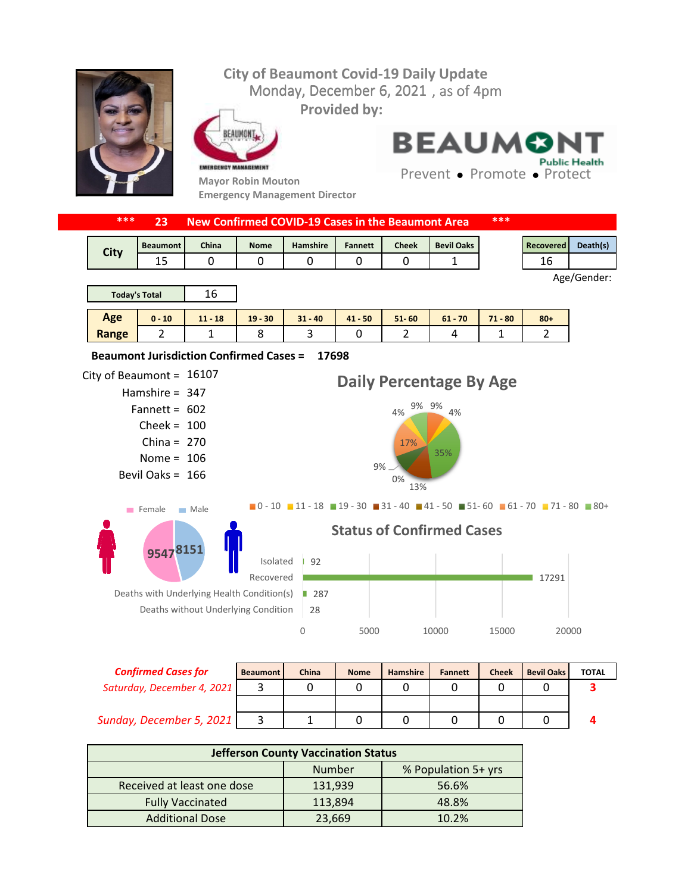# City of Beaumont Covid-19 Daily Update

Monday, December 6, 2021 , as of 4pm

**Provided by:**

BEAUMONT EMERGENCY MANAGEMENT

**Mayor Robin Mouton**
**Emergency Management Director**

BEAUMONT Public Health
Prevent • Promote • Protect

## *** 23 New Confirmed COVID-19 Cases in the Beaumont Area ***

| City | Beaumont | China | Nome | Hamshire | Fannett | Cheek | Bevil Oaks |
|---|---|---|---|---|---|---|---|
| | 15 | 0 | 0 | 0 | 0 | 0 | 1 |

| Recovered | Death(s) |
|---|---|
| 16 | |

| Today's Total | 16 |
|---|---|

Age/Gender:

| Age Range | 0 - 10 | 11 - 18 | 19 - 30 | 31 - 40 | 41 - 50 | 51- 60 | 61 - 70 | 71 - 80 | 80+ |
|---|---|---|---|---|---|---|---|---|---|
| | 2 | 1 | 8 | 3 | 0 | 2 | 4 | 1 | 2 |

**Beaumont Jurisdiction Confirmed Cases = 17698**

City of Beaumont = 16107
Hamshire = 347
Fannett = 602
Cheek = 100
China = 270
Nome = 106
Bevil Oaks = 166

### Daily Percentage By Age

0 - 10: 9%; 11 - 18: 4%; 19 - 30: 35%; 31 - 40: 13%; 41 - 50: 0%; 51- 60: 9%; 61 - 70: 17%; 71 - 80: 4%; 80+: 9%

Female: 9547 | Male: 8151

### Status of Confirmed Cases

| Status | Count |
|---|---|
| Isolated | 92 |
| Recovered | 17291 |
| Deaths with Underlying Health Condition(s) | 287 |
| Deaths without Underlying Condition | 28 |

| Confirmed Cases for | Beaumont | China | Nome | Hamshire | Fannett | Cheek | Bevil Oaks | TOTAL |
|---|---|---|---|---|---|---|---|---|
| *Saturday, December 4, 2021* | 3 | 0 | 0 | 0 | 0 | 0 | 0 | 3 |
| *Sunday, December 5, 2021* | 3 | 1 | 0 | 0 | 0 | 0 | 0 | 4 |

| Jefferson County Vaccination Status | | |
|---|---|---|
| | Number | % Population 5+ yrs |
| Received at least one dose | 131,939 | 56.6% |
| Fully Vaccinated | 113,894 | 48.8% |
| Additional Dose | 23,669 | 10.2% |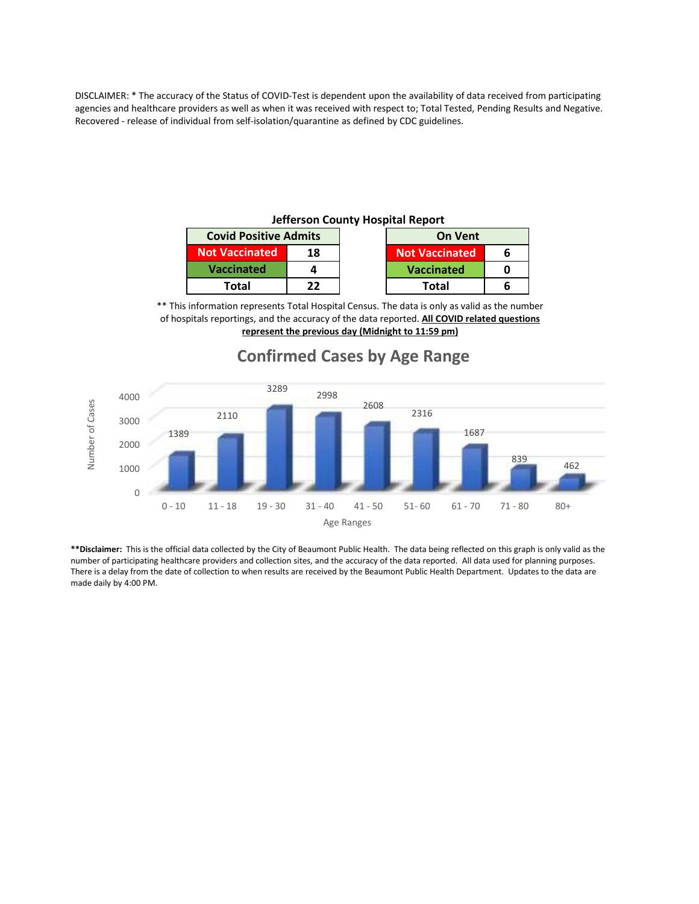DISCLAIMER: * The accuracy of the Status of COVID-Test is dependent upon the availability of data received from participating agencies and healthcare providers as well as when it was received with respect to; Total Tested, Pending Results and Negative. Recovered - release of individual from self-isolation/quarantine as defined by CDC guidelines.

**Jefferson County Hospital Report**

| Covid Positive Admits | |
|---|---|
| Not Vaccinated | 18 |
| Vaccinated | 4 |
| Total | 22 |

| On Vent | |
|---|---|
| Not Vaccinated | 6 |
| Vaccinated | 0 |
| Total | 6 |

** This information represents Total Hospital Census. The data is only as valid as the number of hospitals reportings, and the accuracy of the data reported. **All COVID related questions represent the previous day (Midnight to 11:59 pm)**

## Confirmed Cases by Age Range

Number of Cases

4000
3000
2000
1000
0

1389
2110
3289
2998
2608
2316
1687
839
462

0 - 10
11 - 18
19 - 30
31 - 40
41 - 50
51- 60
61 - 70
71 - 80
80+

Age Ranges

****Disclaimer:** This is the official data collected by the City of Beaumont Public Health. The data being reflected on this graph is only valid as the number of participating healthcare providers and collection sites, and the accuracy of the data reported. All data used for planning purposes. There is a delay from the date of collection to when results are received by the Beaumont Public Health Department. Updates to the data are made daily by 4:00 PM.